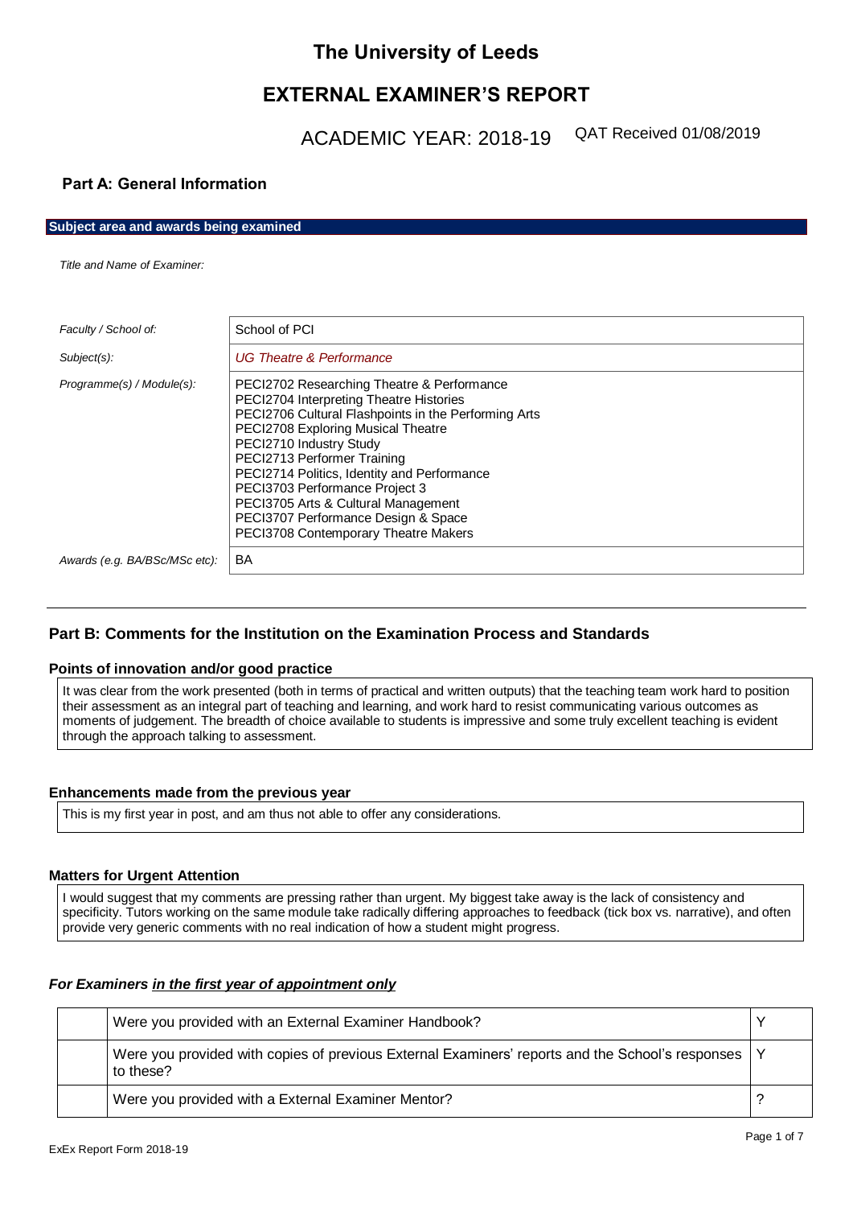# The University of Leeds

## EXTERNAL EXAMINER'S REPORT

ACADEMIC YEAR: 2018-19    QAT Received 01/08/2019

### Part A: General Information

**Subject area and awards being examined**

*Title and Name of Examiner:*

| | |
|---|---|
| *Faculty / School of:* | School of PCI |
| *Subject(s):* | *UG Theatre & Performance* |
| *Programme(s) / Module(s):* | PECI2702 Researching Theatre & Performance<br>PECI2704 Interpreting Theatre Histories<br>PECI2706 Cultural Flashpoints in the Performing Arts<br>PECI2708 Exploring Musical Theatre<br>PECI2710 Industry Study<br>PECI2713 Performer Training<br>PECI2714 Politics, Identity and Performance<br>PECI3703 Performance Project 3<br>PECI3705 Arts & Cultural Management<br>PECI3707 Performance Design & Space<br>PECI3708 Contemporary Theatre Makers |
| *Awards (e.g. BA/BSc/MSc etc):* | BA |

### Part B: Comments for the Institution on the Examination Process and Standards

**Points of innovation and/or good practice**

It was clear from the work presented (both in terms of practical and written outputs) that the teaching team work hard to position their assessment as an integral part of teaching and learning, and work hard to resist communicating various outcomes as moments of judgement. The breadth of choice available to students is impressive and some truly excellent teaching is evident through the approach talking to assessment.

**Enhancements made from the previous year**

This is my first year in post, and am thus not able to offer any considerations.

**Matters for Urgent Attention**

I would suggest that my comments are pressing rather than urgent. My biggest take away is the lack of consistency and specificity. Tutors working on the same module take radically differing approaches to feedback (tick box vs. narrative), and often provide very generic comments with no real indication of how a student might progress.

***For Examiners in the first year of appointment only***

| | | |
|---|---|---|
| | Were you provided with an External Examiner Handbook? | Y |
| | Were you provided with copies of previous External Examiners' reports and the School's responses to these? | Y |
| | Were you provided with a External Examiner Mentor? | ? |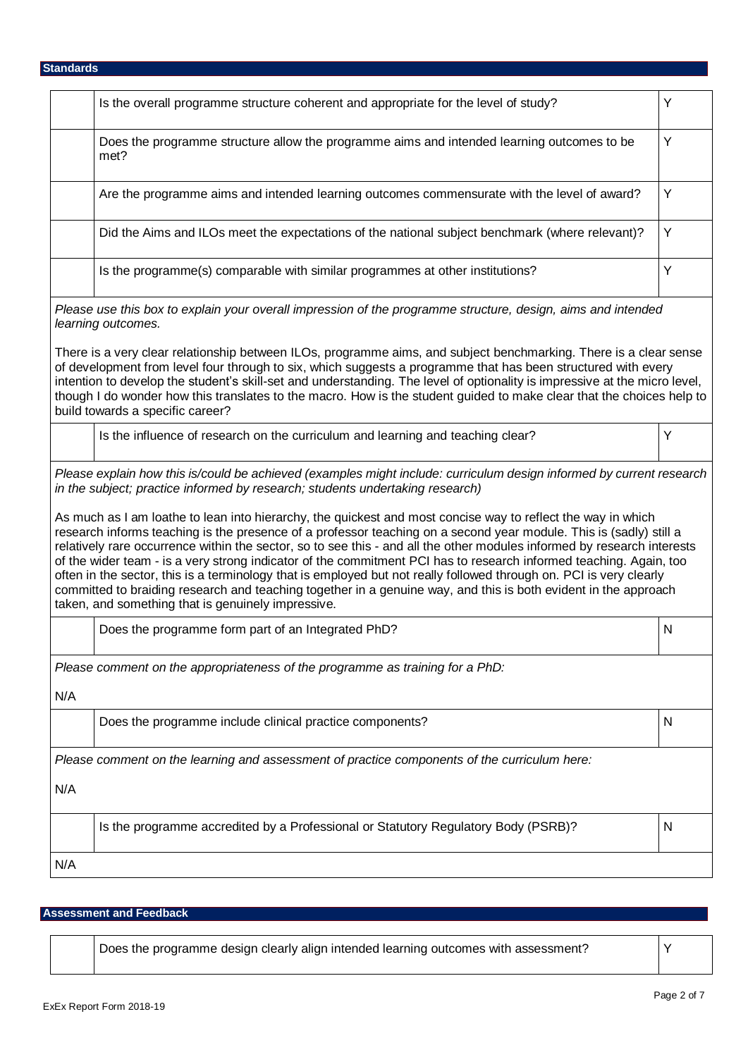## Standards

| | | |
|---|---|---|
| | Is the overall programme structure coherent and appropriate for the level of study? | Y |
| | Does the programme structure allow the programme aims and intended learning outcomes to be met? | Y |
| | Are the programme aims and intended learning outcomes commensurate with the level of award? | Y |
| | Did the Aims and ILOs meet the expectations of the national subject benchmark (where relevant)? | Y |
| | Is the programme(s) comparable with similar programmes at other institutions? | Y |

*Please use this box to explain your overall impression of the programme structure, design, aims and intended learning outcomes.*

There is a very clear relationship between ILOs, programme aims, and subject benchmarking. There is a clear sense of development from level four through to six, which suggests a programme that has been structured with every intention to develop the student's skill-set and understanding. The level of optionality is impressive at the micro level, though I do wonder how this translates to the macro. How is the student guided to make clear that the choices help to build towards a specific career?

| | | |
|---|---|---|
| | Is the influence of research on the curriculum and learning and teaching clear? | Y |

*Please explain how this is/could be achieved (examples might include: curriculum design informed by current research in the subject; practice informed by research; students undertaking research)*

As much as I am loathe to lean into hierarchy, the quickest and most concise way to reflect the way in which research informs teaching is the presence of a professor teaching on a second year module. This is (sadly) still a relatively rare occurrence within the sector, so to see this - and all the other modules informed by research interests of the wider team - is a very strong indicator of the commitment PCI has to research informed teaching. Again, too often in the sector, this is a terminology that is employed but not really followed through on. PCI is very clearly committed to braiding research and teaching together in a genuine way, and this is both evident in the approach taken, and something that is genuinely impressive.

| | | |
|---|---|---|
| | Does the programme form part of an Integrated PhD? | N |

*Please comment on the appropriateness of the programme as training for a PhD:*

N/A

| | | |
|---|---|---|
| | Does the programme include clinical practice components? | N |

*Please comment on the learning and assessment of practice components of the curriculum here:*

N/A

| | | |
|---|---|---|
| | Is the programme accredited by a Professional or Statutory Regulatory Body (PSRB)? | N |

N/A

## Assessment and Feedback

| | | |
|---|---|---|
| | Does the programme design clearly align intended learning outcomes with assessment? | Y |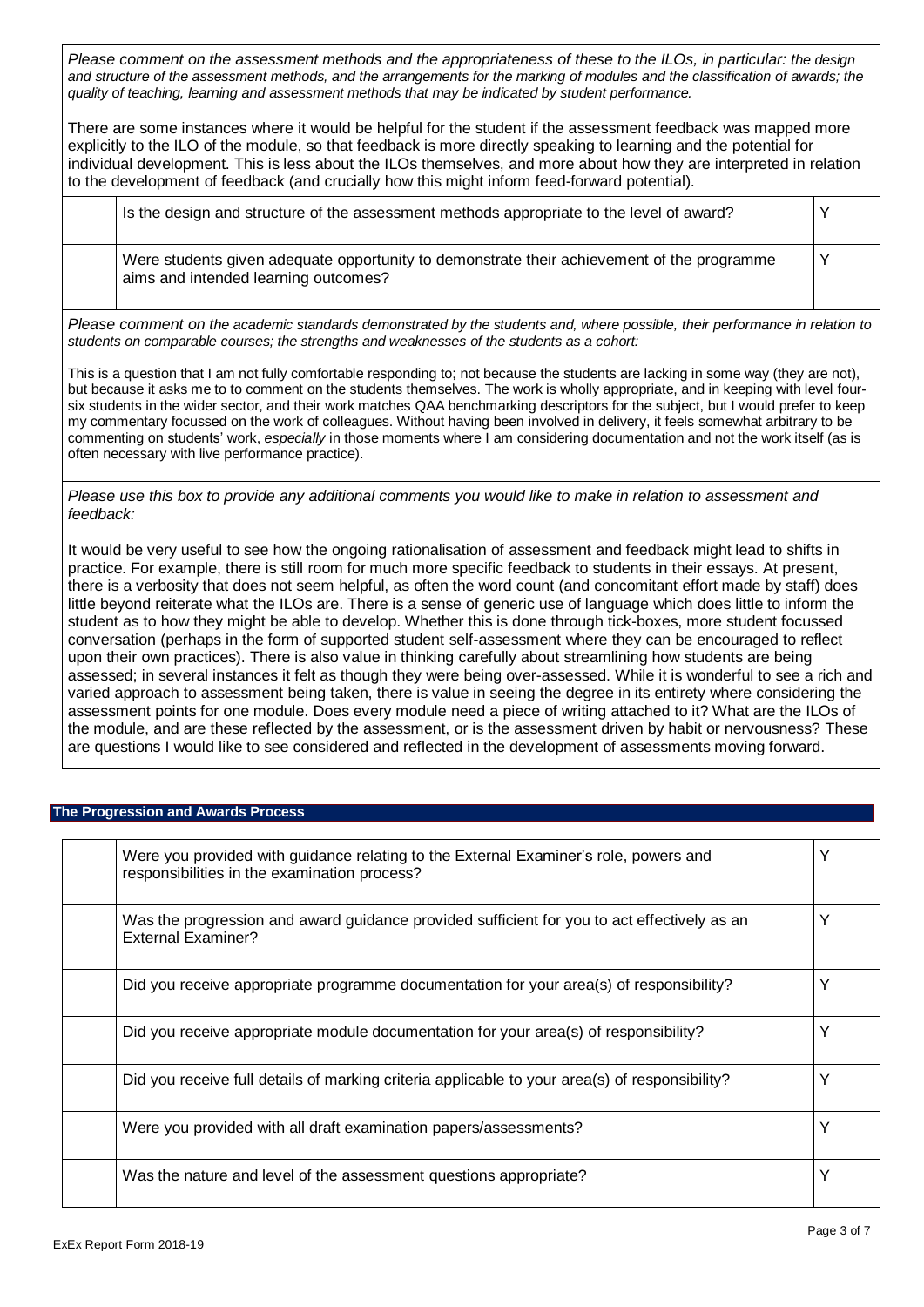*Please comment on the assessment methods and the appropriateness of these to the ILOs, in particular: the design and structure of the assessment methods, and the arrangements for the marking of modules and the classification of awards; the quality of teaching, learning and assessment methods that may be indicated by student performance.*

There are some instances where it would be helpful for the student if the assessment feedback was mapped more explicitly to the ILO of the module, so that feedback is more directly speaking to learning and the potential for individual development. This is less about the ILOs themselves, and more about how they are interpreted in relation to the development of feedback (and crucially how this might inform feed-forward potential).

| | | |
|---|---|---|
| | Is the design and structure of the assessment methods appropriate to the level of award? | Y |
| | Were students given adequate opportunity to demonstrate their achievement of the programme aims and intended learning outcomes? | Y |

*Please comment on the academic standards demonstrated by the students and, where possible, their performance in relation to students on comparable courses; the strengths and weaknesses of the students as a cohort:*

This is a question that I am not fully comfortable responding to; not because the students are lacking in some way (they are not), but because it asks me to to comment on the students themselves. The work is wholly appropriate, and in keeping with level four-six students in the wider sector, and their work matches QAA benchmarking descriptors for the subject, but I would prefer to keep my commentary focussed on the work of colleagues. Without having been involved in delivery, it feels somewhat arbitrary to be commenting on students' work, *especially* in those moments where I am considering documentation and not the work itself (as is often necessary with live performance practice).

*Please use this box to provide any additional comments you would like to make in relation to assessment and feedback:*

It would be very useful to see how the ongoing rationalisation of assessment and feedback might lead to shifts in practice. For example, there is still room for much more specific feedback to students in their essays. At present, there is a verbosity that does not seem helpful, as often the word count (and concomitant effort made by staff) does little beyond reiterate what the ILOs are. There is a sense of generic use of language which does little to inform the student as to how they might be able to develop. Whether this is done through tick-boxes, more student focussed conversation (perhaps in the form of supported student self-assessment where they can be encouraged to reflect upon their own practices). There is also value in thinking carefully about streamlining how students are being assessed; in several instances it felt as though they were being over-assessed. While it is wonderful to see a rich and varied approach to assessment being taken, there is value in seeing the degree in its entirety where considering the assessment points for one module. Does every module need a piece of writing attached to it? What are the ILOs of the module, and are these reflected by the assessment, or is the assessment driven by habit or nervousness? These are questions I would like to see considered and reflected in the development of assessments moving forward.

## The Progression and Awards Process

| | | |
|---|---|---|
| | Were you provided with guidance relating to the External Examiner's role, powers and responsibilities in the examination process? | Y |
| | Was the progression and award guidance provided sufficient for you to act effectively as an External Examiner? | Y |
| | Did you receive appropriate programme documentation for your area(s) of responsibility? | Y |
| | Did you receive appropriate module documentation for your area(s) of responsibility? | Y |
| | Did you receive full details of marking criteria applicable to your area(s) of responsibility? | Y |
| | Were you provided with all draft examination papers/assessments? | Y |
| | Was the nature and level of the assessment questions appropriate? | Y |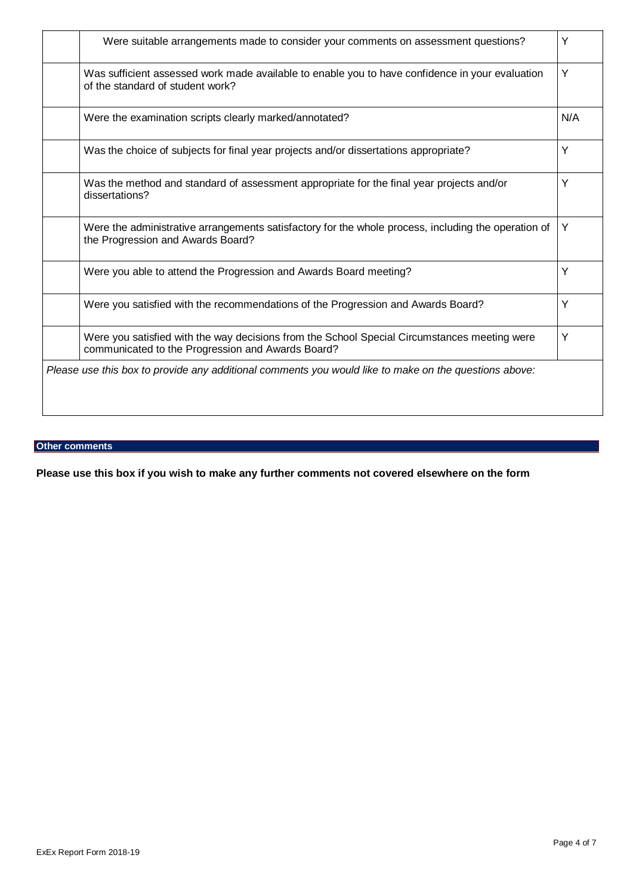| | | |
|---|---|---|
| | Were suitable arrangements made to consider your comments on assessment questions? | Y |
| | Was sufficient assessed work made available to enable you to have confidence in your evaluation of the standard of student work? | Y |
| | Were the examination scripts clearly marked/annotated? | N/A |
| | Was the choice of subjects for final year projects and/or dissertations appropriate? | Y |
| | Was the method and standard of assessment appropriate for the final year projects and/or dissertations? | Y |
| | Were the administrative arrangements satisfactory for the whole process, including the operation of the Progression and Awards Board? | Y |
| | Were you able to attend the Progression and Awards Board meeting? | Y |
| | Were you satisfied with the recommendations of the Progression and Awards Board? | Y |
| | Were you satisfied with the way decisions from the School Special Circumstances meeting were communicated to the Progression and Awards Board? | Y |

*Please use this box to provide any additional comments you would like to make on the questions above:*

## Other comments

**Please use this box if you wish to make any further comments not covered elsewhere on the form**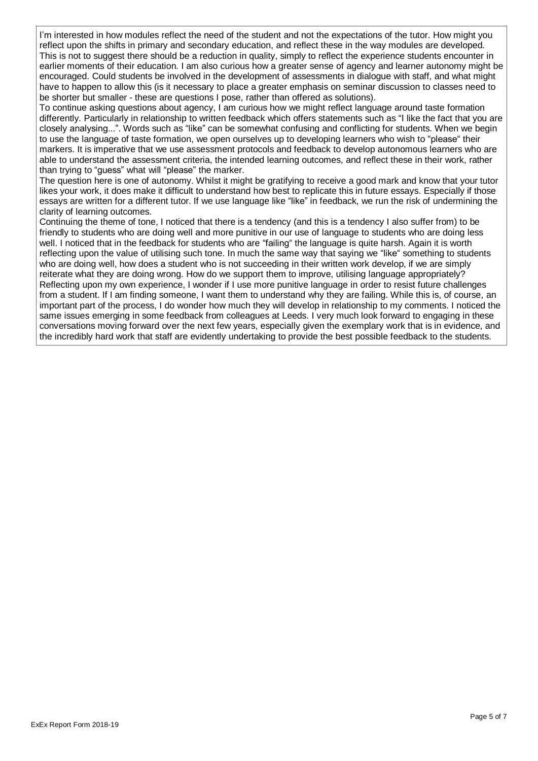I'm interested in how modules reflect the need of the student and not the expectations of the tutor. How might you reflect upon the shifts in primary and secondary education, and reflect these in the way modules are developed. This is not to suggest there should be a reduction in quality, simply to reflect the experience students encounter in earlier moments of their education. I am also curious how a greater sense of agency and learner autonomy might be encouraged. Could students be involved in the development of assessments in dialogue with staff, and what might have to happen to allow this (is it necessary to place a greater emphasis on seminar discussion to classes need to be shorter but smaller - these are questions I pose, rather than offered as solutions).

To continue asking questions about agency, I am curious how we might reflect language around taste formation differently. Particularly in relationship to written feedback which offers statements such as "I like the fact that you are closely analysing...". Words such as "like" can be somewhat confusing and conflicting for students. When we begin to use the language of taste formation, we open ourselves up to developing learners who wish to "please" their markers. It is imperative that we use assessment protocols and feedback to develop autonomous learners who are able to understand the assessment criteria, the intended learning outcomes, and reflect these in their work, rather than trying to "guess" what will "please" the marker.

The question here is one of autonomy. Whilst it might be gratifying to receive a good mark and know that your tutor likes your work, it does make it difficult to understand how best to replicate this in future essays. Especially if those essays are written for a different tutor. If we use language like "like" in feedback, we run the risk of undermining the clarity of learning outcomes.

Continuing the theme of tone, I noticed that there is a tendency (and this is a tendency I also suffer from) to be friendly to students who are doing well and more punitive in our use of language to students who are doing less well. I noticed that in the feedback for students who are "failing" the language is quite harsh. Again it is worth reflecting upon the value of utilising such tone. In much the same way that saying we "like" something to students who are doing well, how does a student who is not succeeding in their written work develop, if we are simply reiterate what they are doing wrong. How do we support them to improve, utilising language appropriately? Reflecting upon my own experience, I wonder if I use more punitive language in order to resist future challenges from a student. If I am finding someone, I want them to understand why they are failing. While this is, of course, an important part of the process, I do wonder how much they will develop in relationship to my comments. I noticed the same issues emerging in some feedback from colleagues at Leeds. I very much look forward to engaging in these conversations moving forward over the next few years, especially given the exemplary work that is in evidence, and the incredibly hard work that staff are evidently undertaking to provide the best possible feedback to the students.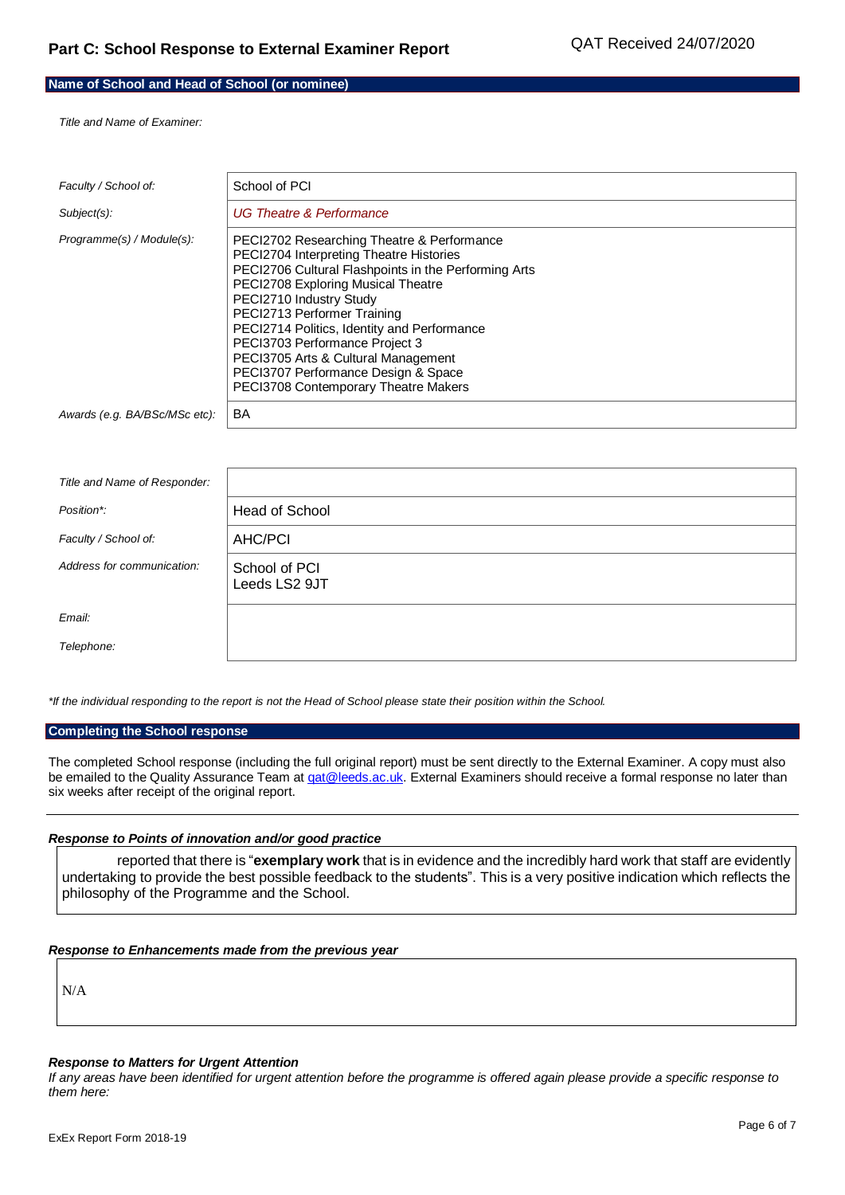## Part C: School Response to External Examiner Report

QAT Received 24/07/2020

### Name of School and Head of School (or nominee)

*Title and Name of Examiner:*

| | |
|---|---|
| *Faculty / School of:* | School of PCI |
| *Subject(s):* | *UG Theatre & Performance* |
| *Programme(s) / Module(s):* | PECI2702 Researching Theatre & Performance<br>PECI2704 Interpreting Theatre Histories<br>PECI2706 Cultural Flashpoints in the Performing Arts<br>PECI2708 Exploring Musical Theatre<br>PECI2710 Industry Study<br>PECI2713 Performer Training<br>PECI2714 Politics, Identity and Performance<br>PECI3703 Performance Project 3<br>PECI3705 Arts & Cultural Management<br>PECI3707 Performance Design & Space<br>PECI3708 Contemporary Theatre Makers |
| *Awards (e.g. BA/BSc/MSc etc):* | BA |

| | |
|---|---|
| *Title and Name of Responder:* | |
| *Position\*:* | Head of School |
| *Faculty / School of:* | AHC/PCI |
| *Address for communication:* | School of PCI<br>Leeds LS2 9JT |
| *Email:* | |
| *Telephone:* | |

*\*If the individual responding to the report is not the Head of School please state their position within the School.*

### Completing the School response

The completed School response (including the full original report) must be sent directly to the External Examiner. A copy must also be emailed to the Quality Assurance Team at qat@leeds.ac.uk. External Examiners should receive a formal response no later than six weeks after receipt of the original report.

#### *Response to Points of innovation and/or good practice*

reported that there is "**exemplary work** that is in evidence and the incredibly hard work that staff are evidently undertaking to provide the best possible feedback to the students". This is a very positive indication which reflects the philosophy of the Programme and the School.

#### *Response to Enhancements made from the previous year*

N/A

#### *Response to Matters for Urgent Attention*

*If any areas have been identified for urgent attention before the programme is offered again please provide a specific response to them here:*

ExEx Report Form 2018-19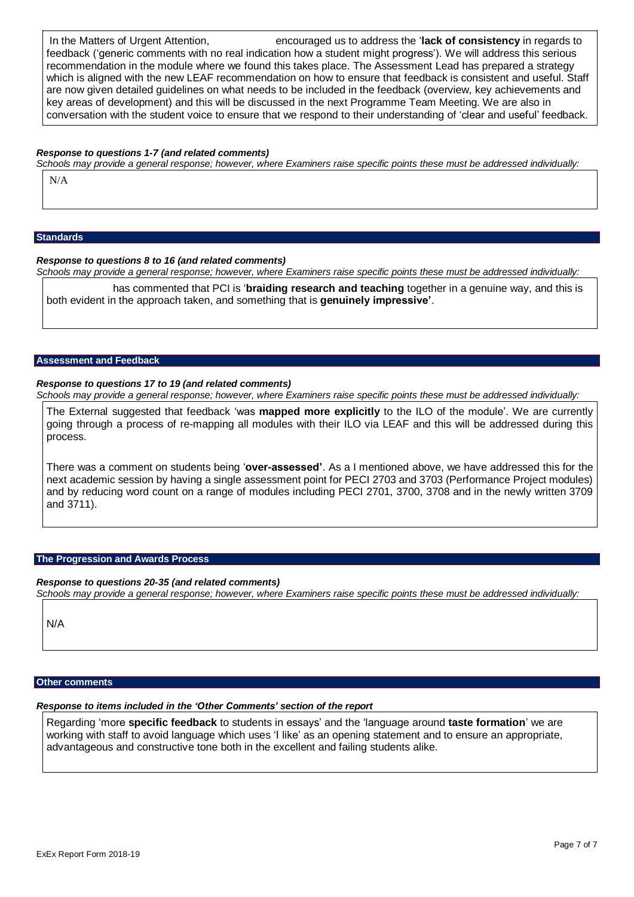In the Matters of Urgent Attention, encouraged us to address the '**lack of consistency** in regards to feedback ('generic comments with no real indication how a student might progress'). We will address this serious recommendation in the module where we found this takes place. The Assessment Lead has prepared a strategy which is aligned with the new LEAF recommendation on how to ensure that feedback is consistent and useful. Staff are now given detailed guidelines on what needs to be included in the feedback (overview, key achievements and key areas of development) and this will be discussed in the next Programme Team Meeting. We are also in conversation with the student voice to ensure that we respond to their understanding of 'clear and useful' feedback.

***Response to questions 1-7 (and related comments)***

*Schools may provide a general response; however, where Examiners raise specific points these must be addressed individually:*

N/A

## Standards

***Response to questions 8 to 16 (and related comments)***

*Schools may provide a general response; however, where Examiners raise specific points these must be addressed individually:*

has commented that PCI is '**braiding research and teaching** together in a genuine way, and this is both evident in the approach taken, and something that is **genuinely impressive'**.

## Assessment and Feedback

***Response to questions 17 to 19 (and related comments)***

*Schools may provide a general response; however, where Examiners raise specific points these must be addressed individually:*

The External suggested that feedback 'was **mapped more explicitly** to the ILO of the module'. We are currently going through a process of re-mapping all modules with their ILO via LEAF and this will be addressed during this process.

There was a comment on students being '**over-assessed'**. As a I mentioned above, we have addressed this for the next academic session by having a single assessment point for PECI 2703 and 3703 (Performance Project modules) and by reducing word count on a range of modules including PECI 2701, 3700, 3708 and in the newly written 3709 and 3711).

## The Progression and Awards Process

***Response to questions 20-35 (and related comments)***

*Schools may provide a general response; however, where Examiners raise specific points these must be addressed individually:*

N/A

## Other comments

***Response to items included in the 'Other Comments' section of the report***

Regarding 'more **specific feedback** to students in essays' and the 'language around **taste formation**' we are working with staff to avoid language which uses 'I like' as an opening statement and to ensure an appropriate, advantageous and constructive tone both in the excellent and failing students alike.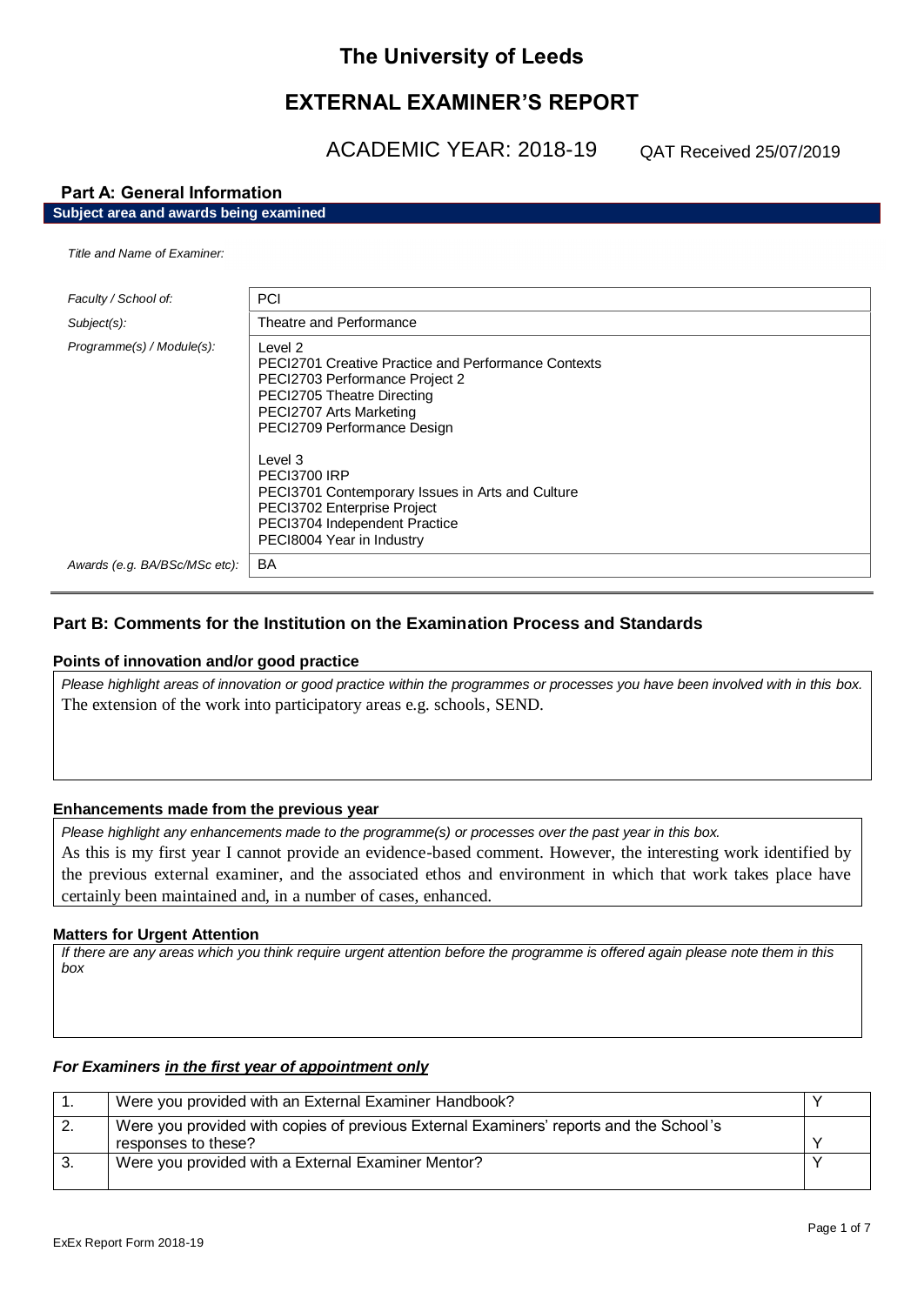# The University of Leeds

## EXTERNAL EXAMINER'S REPORT

ACADEMIC YEAR: 2018-19 QAT Received 25/07/2019

### Part A: General Information

**Subject area and awards being examined**

*Title and Name of Examiner:*

| | |
|---|---|
| *Faculty / School of:* | PCI |
| *Subject(s):* | Theatre and Performance |
| *Programme(s) / Module(s):* | Level 2<br>PECI2701 Creative Practice and Performance Contexts<br>PECI2703 Performance Project 2<br>PECI2705 Theatre Directing<br>PECI2707 Arts Marketing<br>PECI2709 Performance Design<br><br>Level 3<br>PECI3700 IRP<br>PECI3701 Contemporary Issues in Arts and Culture<br>PECI3702 Enterprise Project<br>PECI3704 Independent Practice<br>PECI8004 Year in Industry |
| *Awards (e.g. BA/BSc/MSc etc):* | BA |

### Part B: Comments for the Institution on the Examination Process and Standards

**Points of innovation and/or good practice**

*Please highlight areas of innovation or good practice within the programmes or processes you have been involved with in this box.*

The extension of the work into participatory areas e.g. schools, SEND.

**Enhancements made from the previous year**

*Please highlight any enhancements made to the programme(s) or processes over the past year in this box.*

As this is my first year I cannot provide an evidence-based comment. However, the interesting work identified by the previous external examiner, and the associated ethos and environment in which that work takes place have certainly been maintained and, in a number of cases, enhanced.

**Matters for Urgent Attention**

*If there are any areas which you think require urgent attention before the programme is offered again please note them in this box*

***For Examiners in the first year of appointment only***

| | | |
|---|---|---|
| 1. | Were you provided with an External Examiner Handbook? | Y |
| 2. | Were you provided with copies of previous External Examiners' reports and the School's responses to these? | Y |
| 3. | Were you provided with a External Examiner Mentor? | Y |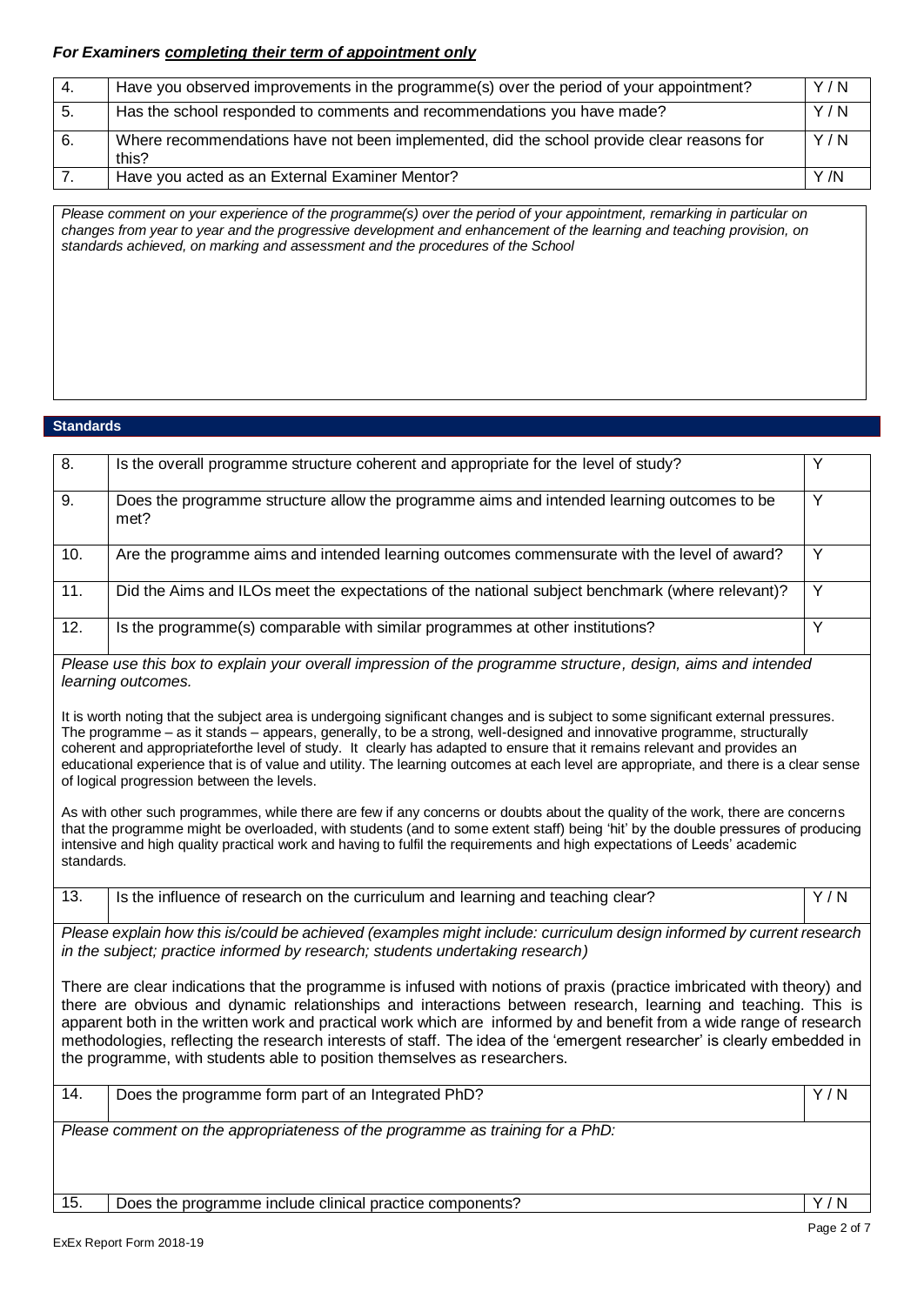### *For Examiners completing their term of appointment only*

| | | |
|---|---|---|
| 4. | Have you observed improvements in the programme(s) over the period of your appointment? | Y / N |
| 5. | Has the school responded to comments and recommendations you have made? | Y / N |
| 6. | Where recommendations have not been implemented, did the school provide clear reasons for this? | Y / N |
| 7. | Have you acted as an External Examiner Mentor? | Y /N |

*Please comment on your experience of the programme(s) over the period of your appointment, remarking in particular on changes from year to year and the progressive development and enhancement of the learning and teaching provision, on standards achieved, on marking and assessment and the procedures of the School*

## Standards

| | | |
|---|---|---|
| 8. | Is the overall programme structure coherent and appropriate for the level of study? | Y |
| 9. | Does the programme structure allow the programme aims and intended learning outcomes to be met? | Y |
| 10. | Are the programme aims and intended learning outcomes commensurate with the level of award? | Y |
| 11. | Did the Aims and ILOs meet the expectations of the national subject benchmark (where relevant)? | Y |
| 12. | Is the programme(s) comparable with similar programmes at other institutions? | Y |

*Please use this box to explain your overall impression of the programme structure, design, aims and intended learning outcomes.*

It is worth noting that the subject area is undergoing significant changes and is subject to some significant external pressures. The programme – as it stands – appears, generally, to be a strong, well-designed and innovative programme, structurally coherent and appropriateforthe level of study. It clearly has adapted to ensure that it remains relevant and provides an educational experience that is of value and utility. The learning outcomes at each level are appropriate, and there is a clear sense of logical progression between the levels.

As with other such programmes, while there are few if any concerns or doubts about the quality of the work, there are concerns that the programme might be overloaded, with students (and to some extent staff) being 'hit' by the double pressures of producing intensive and high quality practical work and having to fulfil the requirements and high expectations of Leeds' academic standards.

| | | |
|---|---|---|
| 13. | Is the influence of research on the curriculum and learning and teaching clear? | Y / N |

*Please explain how this is/could be achieved (examples might include: curriculum design informed by current research in the subject; practice informed by research; students undertaking research)*

There are clear indications that the programme is infused with notions of praxis (practice imbricated with theory) and there are obvious and dynamic relationships and interactions between research, learning and teaching. This is apparent both in the written work and practical work which are informed by and benefit from a wide range of research methodologies, reflecting the research interests of staff. The idea of the 'emergent researcher' is clearly embedded in the programme, with students able to position themselves as researchers.

| | | |
|---|---|---|
| 14. | Does the programme form part of an Integrated PhD? | Y / N |

*Please comment on the appropriateness of the programme as training for a PhD:*

| | | |
|---|---|---|
| 15. | Does the programme include clinical practice components? | Y / N |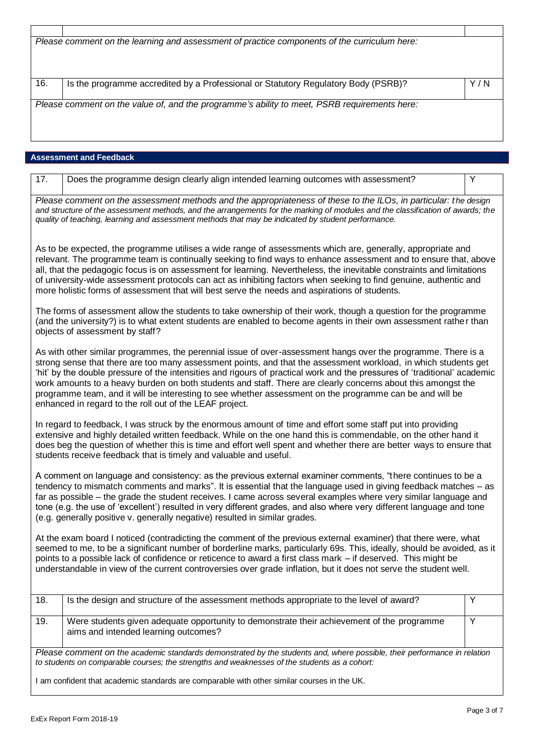*Please comment on the learning and assessment of practice components of the curriculum here:*

| | | |
|---|---|---|
| 16. | Is the programme accredited by a Professional or Statutory Regulatory Body (PSRB)? | Y / N |

*Please comment on the value of, and the programme's ability to meet, PSRB requirements here:*

## Assessment and Feedback

| | | |
|---|---|---|
| 17. | Does the programme design clearly align intended learning outcomes with assessment? | Y |

*Please comment on the assessment methods and the appropriateness of these to the ILOs, in particular: the design and structure of the assessment methods, and the arrangements for the marking of modules and the classification of awards; the quality of teaching, learning and assessment methods that may be indicated by student performance.*

As to be expected, the programme utilises a wide range of assessments which are, generally, appropriate and relevant. The programme team is continually seeking to find ways to enhance assessment and to ensure that, above all, that the pedagogic focus is on assessment for learning. Nevertheless, the inevitable constraints and limitations of university-wide assessment protocols can act as inhibiting factors when seeking to find genuine, authentic and more holistic forms of assessment that will best serve the needs and aspirations of students.

The forms of assessment allow the students to take ownership of their work, though a question for the programme (and the university?) is to what extent students are enabled to become agents in their own assessment rather than objects of assessment by staff?

As with other similar programmes, the perennial issue of over-assessment hangs over the programme. There is a strong sense that there are too many assessment points, and that the assessment workload, in which students get 'hit' by the double pressure of the intensities and rigours of practical work and the pressures of 'traditional' academic work amounts to a heavy burden on both students and staff. There are clearly concerns about this amongst the programme team, and it will be interesting to see whether assessment on the programme can be and will be enhanced in regard to the roll out of the LEAF project.

In regard to feedback, I was struck by the enormous amount of time and effort some staff put into providing extensive and highly detailed written feedback. While on the one hand this is commendable, on the other hand it does beg the question of whether this is time and effort well spent and whether there are better ways to ensure that students receive feedback that is timely and valuable and useful.

A comment on language and consistency: as the previous external examiner comments, "there continues to be a tendency to mismatch comments and marks". It is essential that the language used in giving feedback matches – as far as possible – the grade the student receives. I came across several examples where very similar language and tone (e.g. the use of 'excellent') resulted in very different grades, and also where very different language and tone (e.g. generally positive v. generally negative) resulted in similar grades.

At the exam board I noticed (contradicting the comment of the previous external examiner) that there were, what seemed to me, to be a significant number of borderline marks, particularly 69s. This, ideally, should be avoided, as it points to a possible lack of confidence or reticence to award a first class mark – if deserved. This might be understandable in view of the current controversies over grade inflation, but it does not serve the student well.

| | | |
|---|---|---|
| 18. | Is the design and structure of the assessment methods appropriate to the level of award? | Y |
| 19. | Were students given adequate opportunity to demonstrate their achievement of the programme aims and intended learning outcomes? | Y |

*Please comment on the academic standards demonstrated by the students and, where possible, their performance in relation to students on comparable courses; the strengths and weaknesses of the students as a cohort:*

I am confident that academic standards are comparable with other similar courses in the UK.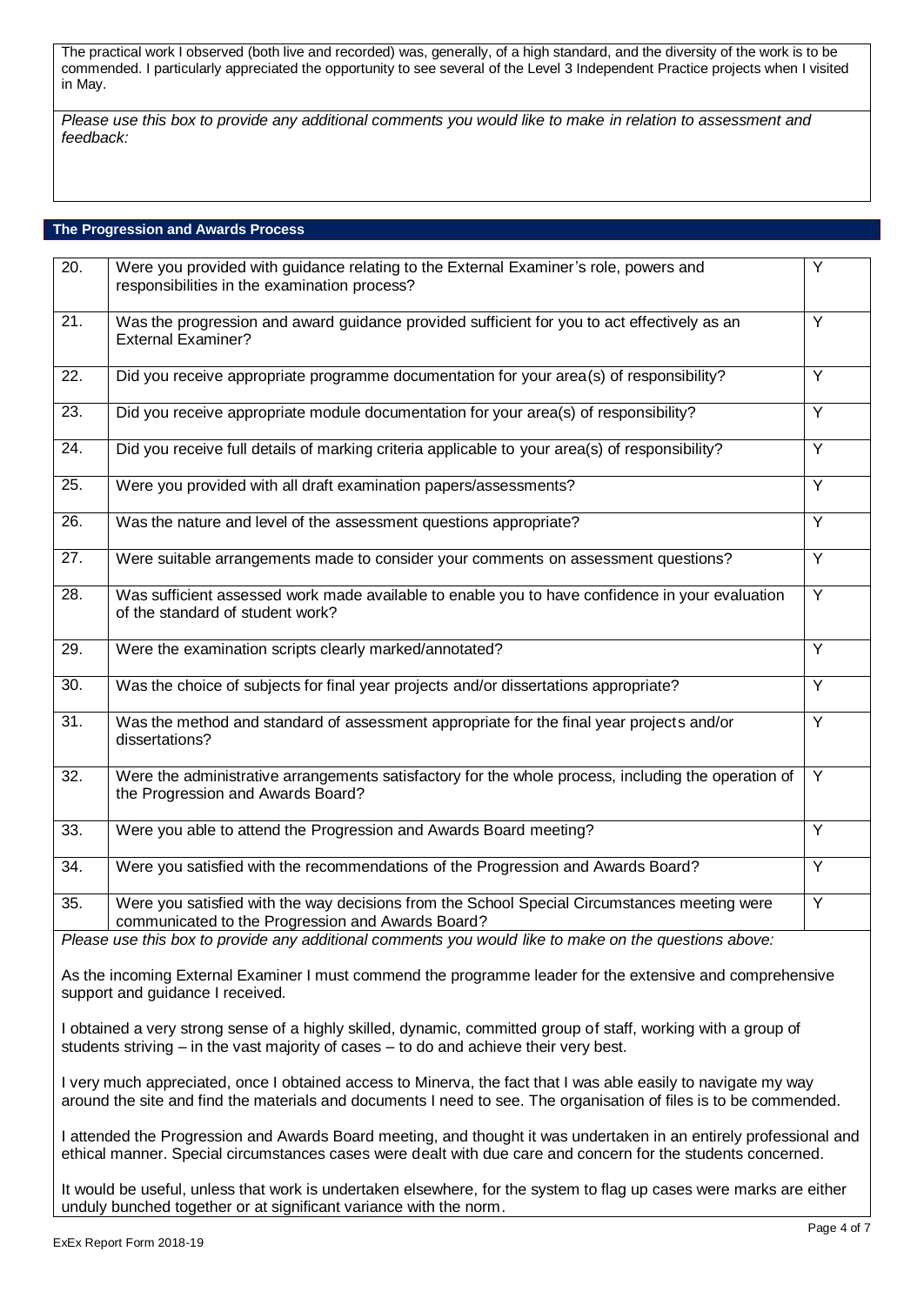The practical work I observed (both live and recorded) was, generally, of a high standard, and the diversity of the work is to be commended. I particularly appreciated the opportunity to see several of the Level 3 Independent Practice projects when I visited in May.

*Please use this box to provide any additional comments you would like to make in relation to assessment and feedback:*

## The Progression and Awards Process

| | | |
|---|---|---|
| 20. | Were you provided with guidance relating to the External Examiner's role, powers and responsibilities in the examination process? | Y |
| 21. | Was the progression and award guidance provided sufficient for you to act effectively as an External Examiner? | Y |
| 22. | Did you receive appropriate programme documentation for your area(s) of responsibility? | Y |
| 23. | Did you receive appropriate module documentation for your area(s) of responsibility? | Y |
| 24. | Did you receive full details of marking criteria applicable to your area(s) of responsibility? | Y |
| 25. | Were you provided with all draft examination papers/assessments? | Y |
| 26. | Was the nature and level of the assessment questions appropriate? | Y |
| 27. | Were suitable arrangements made to consider your comments on assessment questions? | Y |
| 28. | Was sufficient assessed work made available to enable you to have confidence in your evaluation of the standard of student work? | Y |
| 29. | Were the examination scripts clearly marked/annotated? | Y |
| 30. | Was the choice of subjects for final year projects and/or dissertations appropriate? | Y |
| 31. | Was the method and standard of assessment appropriate for the final year projects and/or dissertations? | Y |
| 32. | Were the administrative arrangements satisfactory for the whole process, including the operation of the Progression and Awards Board? | Y |
| 33. | Were you able to attend the Progression and Awards Board meeting? | Y |
| 34. | Were you satisfied with the recommendations of the Progression and Awards Board? | Y |
| 35. | Were you satisfied with the way decisions from the School Special Circumstances meeting were communicated to the Progression and Awards Board? | Y |

*Please use this box to provide any additional comments you would like to make on the questions above:*

As the incoming External Examiner I must commend the programme leader for the extensive and comprehensive support and guidance I received.

I obtained a very strong sense of a highly skilled, dynamic, committed group of staff, working with a group of students striving – in the vast majority of cases – to do and achieve their very best.

I very much appreciated, once I obtained access to Minerva, the fact that I was able easily to navigate my way around the site and find the materials and documents I need to see. The organisation of files is to be commended.

I attended the Progression and Awards Board meeting, and thought it was undertaken in an entirely professional and ethical manner. Special circumstances cases were dealt with due care and concern for the students concerned.

It would be useful, unless that work is undertaken elsewhere, for the system to flag up cases were marks are either unduly bunched together or at significant variance with the norm.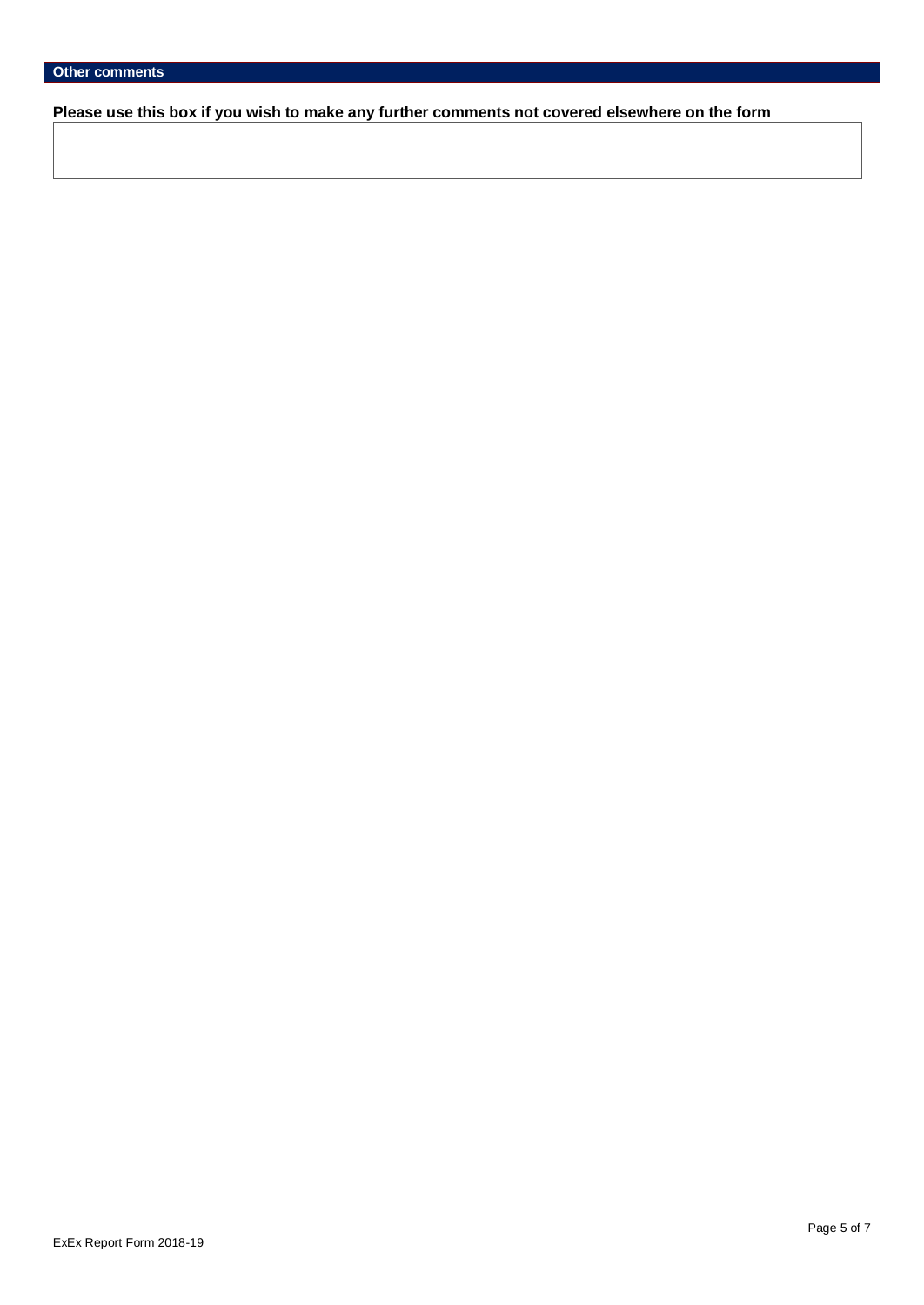## Other comments

**Please use this box if you wish to make any further comments not covered elsewhere on the form**

| |
|---|
| |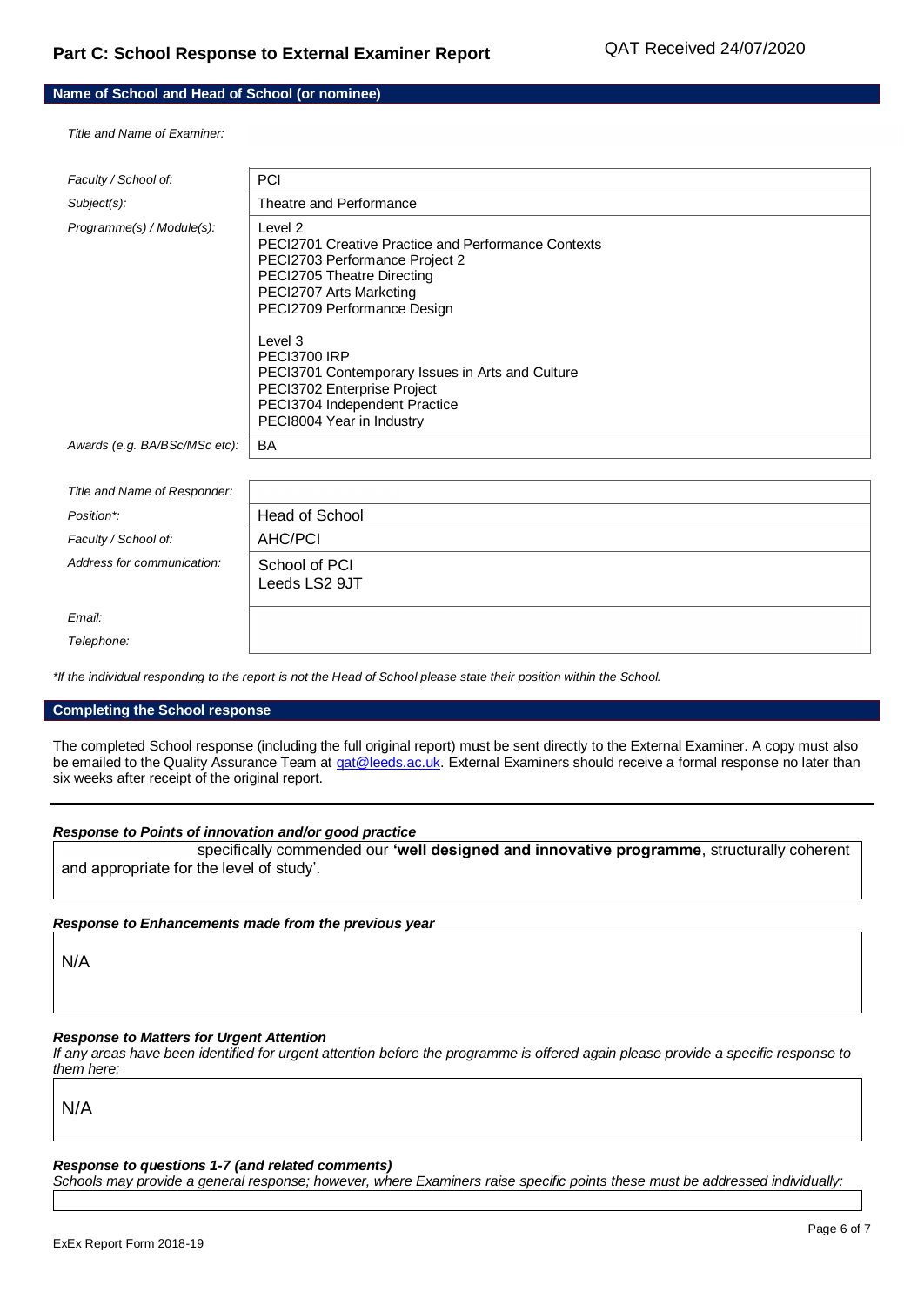## Part C: School Response to External Examiner Report

QAT Received 24/07/2020

### Name of School and Head of School (or nominee)

*Title and Name of Examiner:*

| | |
|---|---|
| *Faculty / School of:* | PCI |
| *Subject(s):* | Theatre and Performance |
| *Programme(s) / Module(s):* | Level 2<br>PECI2701 Creative Practice and Performance Contexts<br>PECI2703 Performance Project 2<br>PECI2705 Theatre Directing<br>PECI2707 Arts Marketing<br>PECI2709 Performance Design<br><br>Level 3<br>PECI3700 IRP<br>PECI3701 Contemporary Issues in Arts and Culture<br>PECI3702 Enterprise Project<br>PECI3704 Independent Practice<br>PECI8004 Year in Industry |
| *Awards (e.g. BA/BSc/MSc etc):* | BA |

| | |
|---|---|
| *Title and Name of Responder:* | |
| *Position\*:* | Head of School |
| *Faculty / School of:* | AHC/PCI |
| *Address for communication:* | School of PCI<br>Leeds LS2 9JT |
| *Email:* | |
| *Telephone:* | |

*\*If the individual responding to the report is not the Head of School please state their position within the School.*

### Completing the School response

The completed School response (including the full original report) must be sent directly to the External Examiner. A copy must also be emailed to the Quality Assurance Team at qat@leeds.ac.uk. External Examiners should receive a formal response no later than six weeks after receipt of the original report.

***Response to Points of innovation and/or good practice***

specifically commended our **'well designed and innovative programme**, structurally coherent and appropriate for the level of study'.

***Response to Enhancements made from the previous year***

N/A

***Response to Matters for Urgent Attention***

*If any areas have been identified for urgent attention before the programme is offered again please provide a specific response to them here:*

N/A

***Response to questions 1-7 (and related comments)***

*Schools may provide a general response; however, where Examiners raise specific points these must be addressed individually:*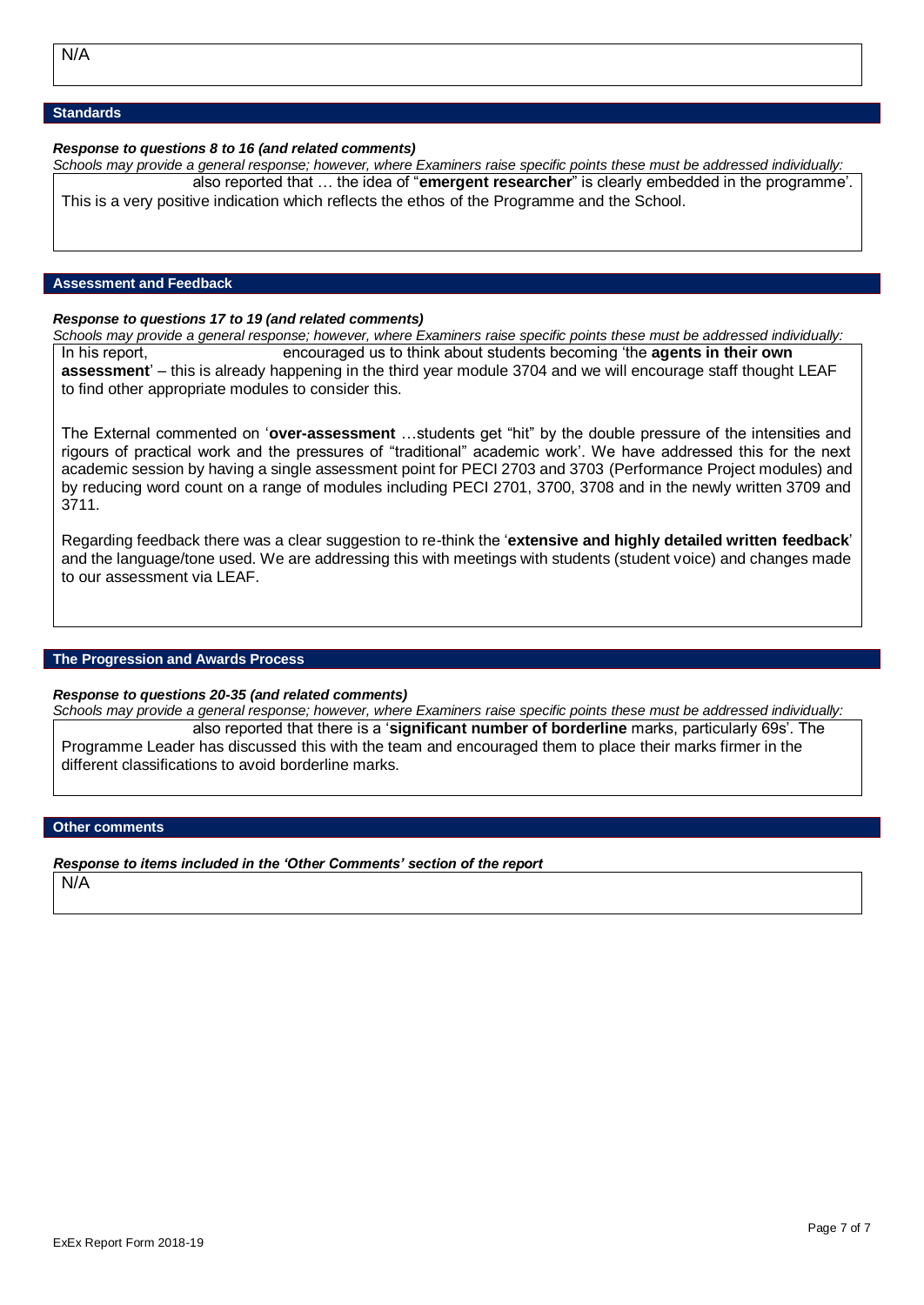N/A

## Standards

***Response to questions 8 to 16 (and related comments)***

*Schools may provide a general response; however, where Examiners raise specific points these must be addressed individually:*

also reported that … the idea of "**emergent researcher**" is clearly embedded in the programme'. This is a very positive indication which reflects the ethos of the Programme and the School.

## Assessment and Feedback

***Response to questions 17 to 19 (and related comments)***

*Schools may provide a general response; however, where Examiners raise specific points these must be addressed individually:*

In his report, encouraged us to think about students becoming 'the **agents in their own assessment**' – this is already happening in the third year module 3704 and we will encourage staff thought LEAF to find other appropriate modules to consider this.

The External commented on '**over-assessment** …students get "hit" by the double pressure of the intensities and rigours of practical work and the pressures of "traditional" academic work'. We have addressed this for the next academic session by having a single assessment point for PECI 2703 and 3703 (Performance Project modules) and by reducing word count on a range of modules including PECI 2701, 3700, 3708 and in the newly written 3709 and 3711.

Regarding feedback there was a clear suggestion to re-think the '**extensive and highly detailed written feedback**' and the language/tone used. We are addressing this with meetings with students (student voice) and changes made to our assessment via LEAF.

## The Progression and Awards Process

***Response to questions 20-35 (and related comments)***

*Schools may provide a general response; however, where Examiners raise specific points these must be addressed individually:*

also reported that there is a '**significant number of borderline** marks, particularly 69s'. The Programme Leader has discussed this with the team and encouraged them to place their marks firmer in the different classifications to avoid borderline marks.

## Other comments

***Response to items included in the 'Other Comments' section of the report***

N/A

ExEx Report Form 2018-19